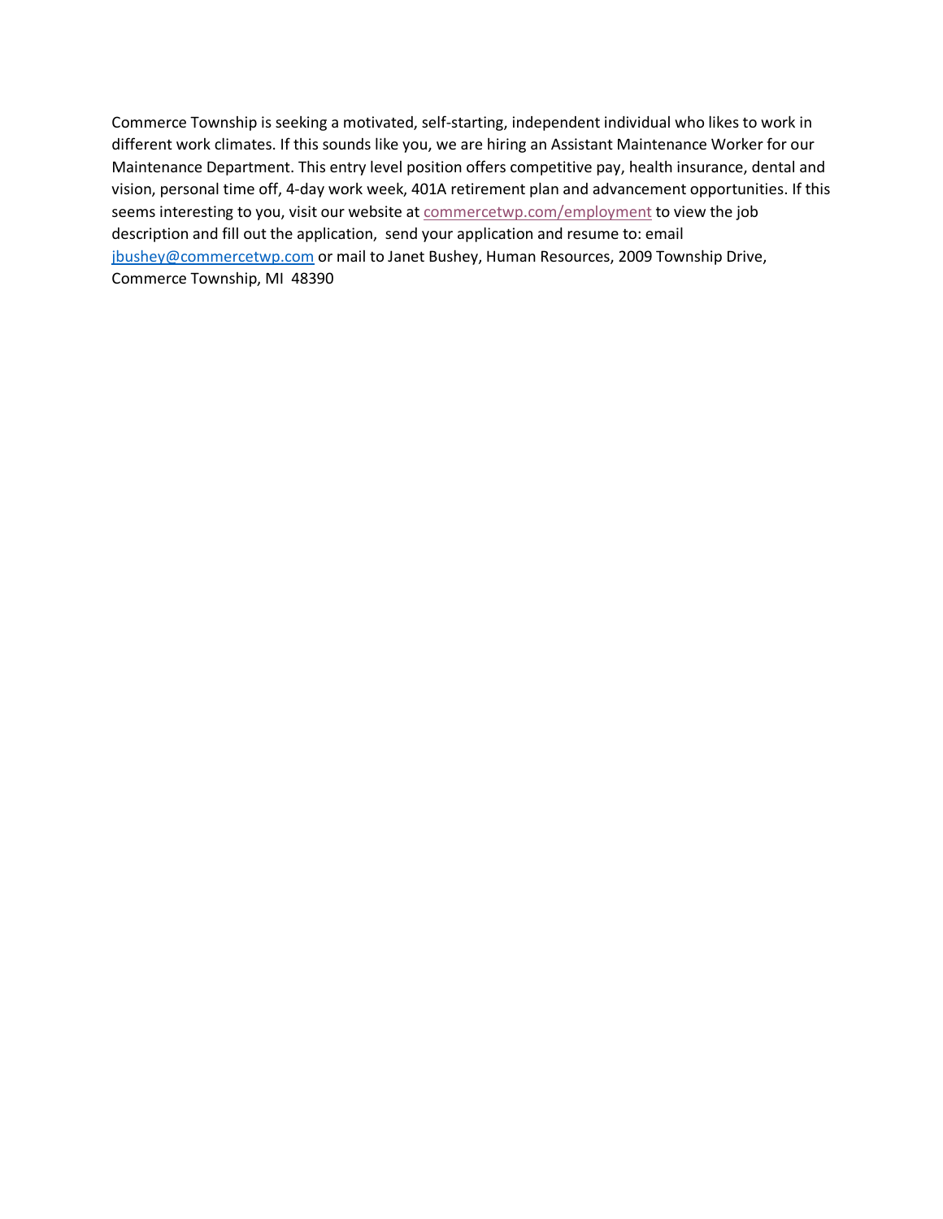Commerce Township is seeking a motivated, self-starting, independent individual who likes to work in different work climates. If this sounds like you, we are hiring an Assistant Maintenance Worker for our Maintenance Department. This entry level position offers competitive pay, health insurance, dental and vision, personal time off, 4-day work week, 401A retirement plan and advancement opportunities. If this seems interesting to you, visit our website at [commercetwp.com/employment](commercetwp.com/employment) to view the job description and fill out the application, send your application and resume to: email [jbushey@commercetwp.com](mailto:jbushey@commercetwp.com) or mail to Janet Bushey, Human Resources, 2009 Township Drive, Commerce Township, MI 48390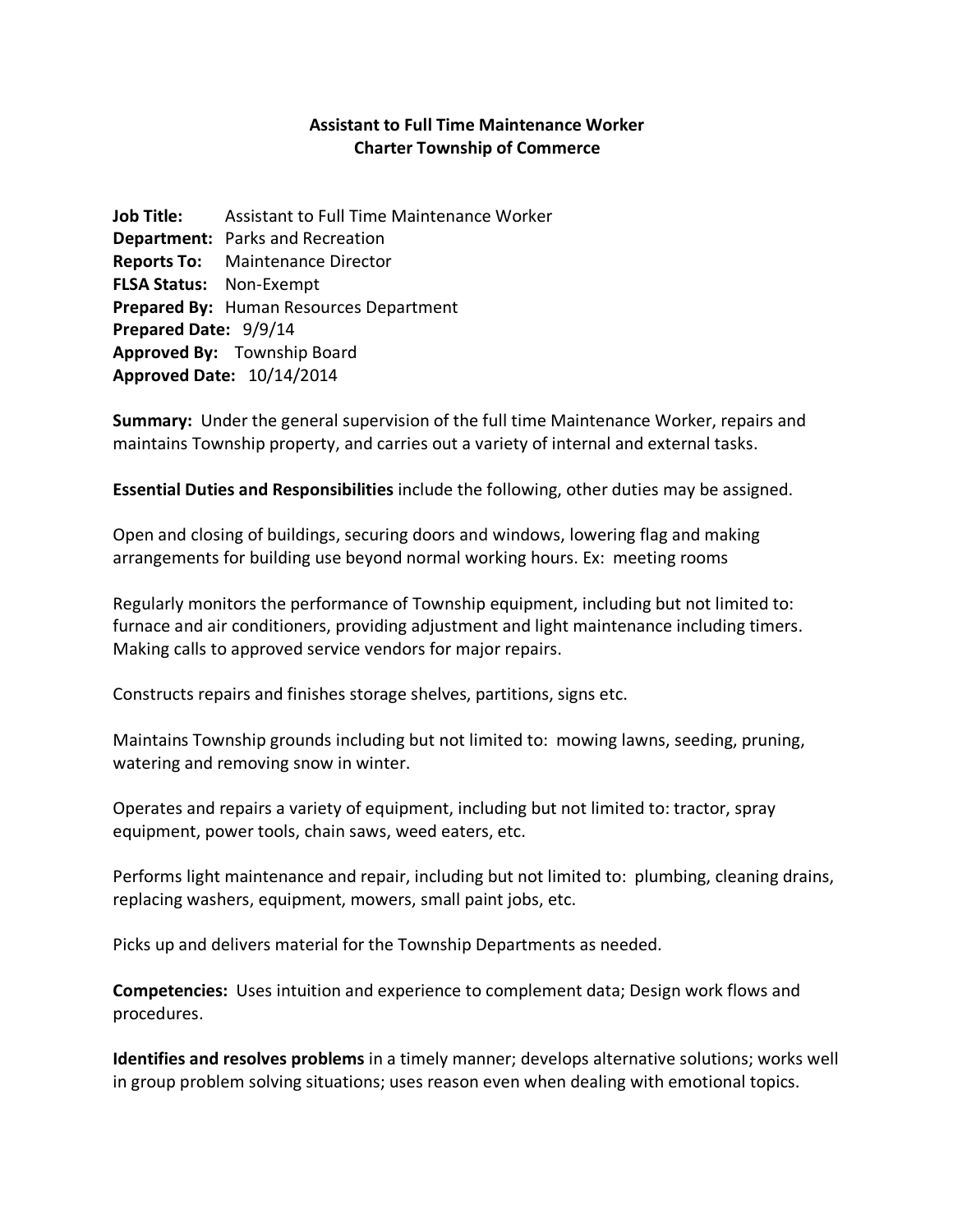## Assistant to Full Time Maintenance Worker
## Charter Township of Commerce

**Job Title:** Assistant to Full Time Maintenance Worker
**Department:** Parks and Recreation
**Reports To:** Maintenance Director
**FLSA Status:** Non-Exempt
**Prepared By:** Human Resources Department
**Prepared Date:** 9/9/14
**Approved By:** Township Board
**Approved Date:** 10/14/2014

**Summary:** Under the general supervision of the full time Maintenance Worker, repairs and maintains Township property, and carries out a variety of internal and external tasks.

**Essential Duties and Responsibilities** include the following, other duties may be assigned.

Open and closing of buildings, securing doors and windows, lowering flag and making arrangements for building use beyond normal working hours. Ex: meeting rooms

Regularly monitors the performance of Township equipment, including but not limited to: furnace and air conditioners, providing adjustment and light maintenance including timers. Making calls to approved service vendors for major repairs.

Constructs repairs and finishes storage shelves, partitions, signs etc.

Maintains Township grounds including but not limited to: mowing lawns, seeding, pruning, watering and removing snow in winter.

Operates and repairs a variety of equipment, including but not limited to: tractor, spray equipment, power tools, chain saws, weed eaters, etc.

Performs light maintenance and repair, including but not limited to: plumbing, cleaning drains, replacing washers, equipment, mowers, small paint jobs, etc.

Picks up and delivers material for the Township Departments as needed.

**Competencies:** Uses intuition and experience to complement data; Design work flows and procedures.

**Identifies and resolves problems** in a timely manner; develops alternative solutions; works well in group problem solving situations; uses reason even when dealing with emotional topics.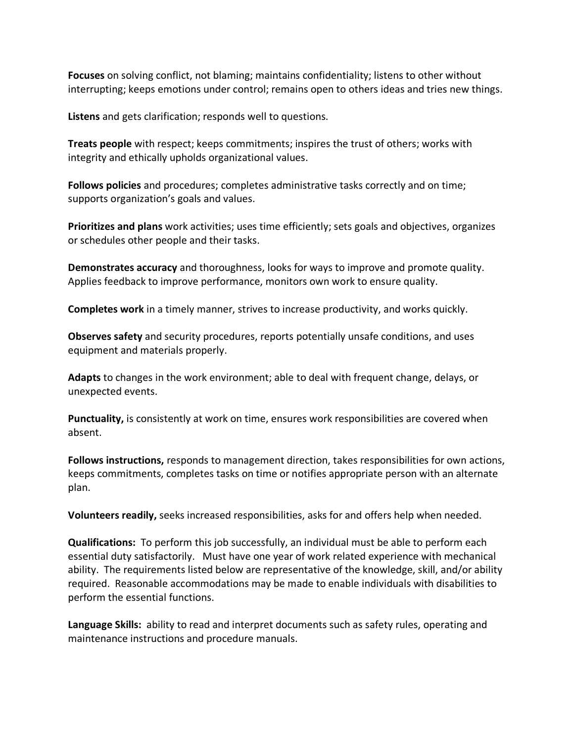**Focuses** on solving conflict, not blaming; maintains confidentiality; listens to other without interrupting; keeps emotions under control; remains open to others ideas and tries new things.

**Listens** and gets clarification; responds well to questions.

**Treats people** with respect; keeps commitments; inspires the trust of others; works with integrity and ethically upholds organizational values.

**Follows policies** and procedures; completes administrative tasks correctly and on time; supports organization's goals and values.

**Prioritizes and plans** work activities; uses time efficiently; sets goals and objectives, organizes or schedules other people and their tasks.

**Demonstrates accuracy** and thoroughness, looks for ways to improve and promote quality. Applies feedback to improve performance, monitors own work to ensure quality.

**Completes work** in a timely manner, strives to increase productivity, and works quickly.

**Observes safety** and security procedures, reports potentially unsafe conditions, and uses equipment and materials properly.

**Adapts** to changes in the work environment; able to deal with frequent change, delays, or unexpected events.

**Punctuality,** is consistently at work on time, ensures work responsibilities are covered when absent.

**Follows instructions,** responds to management direction, takes responsibilities for own actions, keeps commitments, completes tasks on time or notifies appropriate person with an alternate plan.

**Volunteers readily,** seeks increased responsibilities, asks for and offers help when needed.

**Qualifications:** To perform this job successfully, an individual must be able to perform each essential duty satisfactorily. Must have one year of work related experience with mechanical ability. The requirements listed below are representative of the knowledge, skill, and/or ability required. Reasonable accommodations may be made to enable individuals with disabilities to perform the essential functions.

**Language Skills:** ability to read and interpret documents such as safety rules, operating and maintenance instructions and procedure manuals.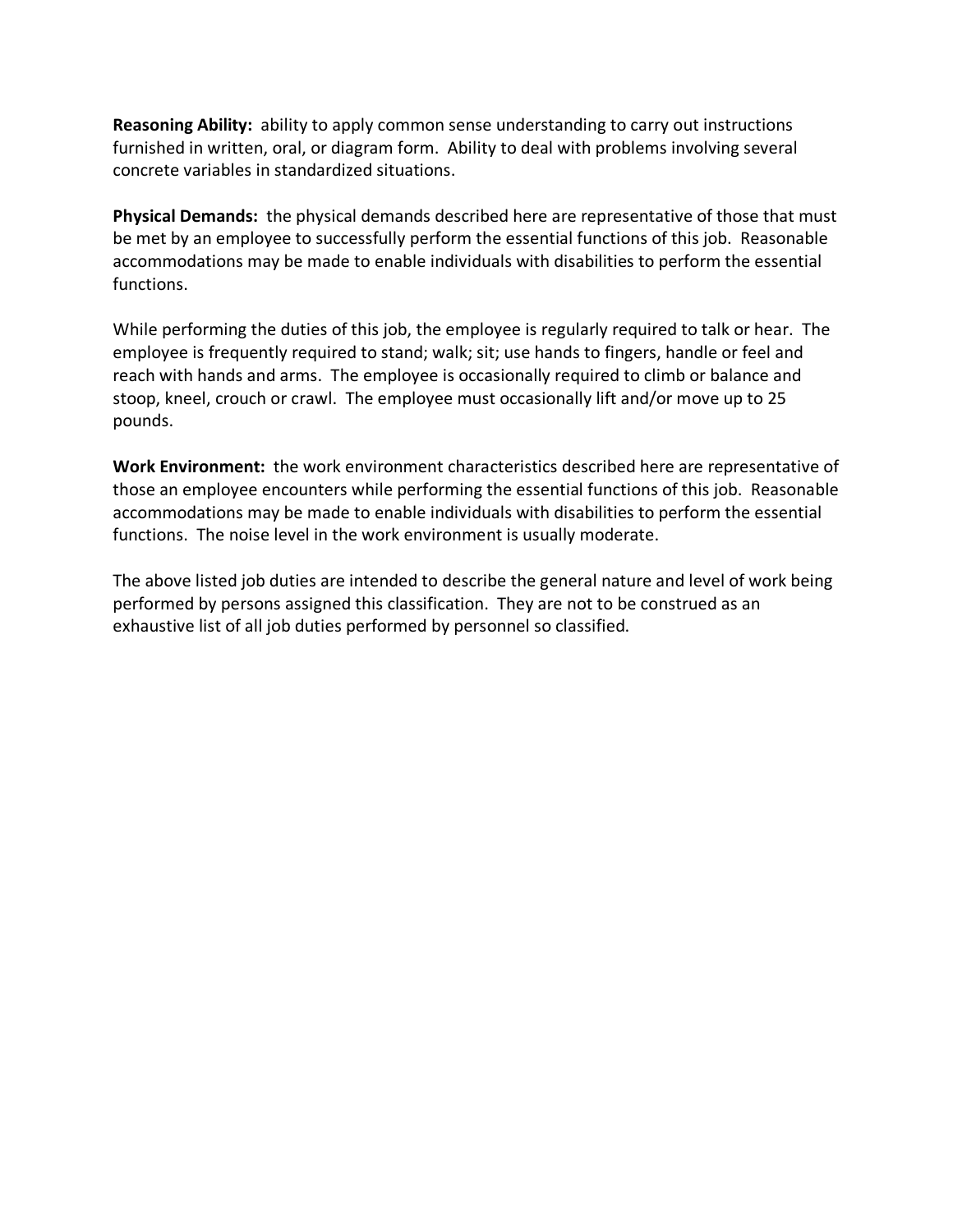**Reasoning Ability:** ability to apply common sense understanding to carry out instructions furnished in written, oral, or diagram form. Ability to deal with problems involving several concrete variables in standardized situations.

**Physical Demands:** the physical demands described here are representative of those that must be met by an employee to successfully perform the essential functions of this job. Reasonable accommodations may be made to enable individuals with disabilities to perform the essential functions.

While performing the duties of this job, the employee is regularly required to talk or hear. The employee is frequently required to stand; walk; sit; use hands to fingers, handle or feel and reach with hands and arms. The employee is occasionally required to climb or balance and stoop, kneel, crouch or crawl. The employee must occasionally lift and/or move up to 25 pounds.

**Work Environment:** the work environment characteristics described here are representative of those an employee encounters while performing the essential functions of this job. Reasonable accommodations may be made to enable individuals with disabilities to perform the essential functions. The noise level in the work environment is usually moderate.

The above listed job duties are intended to describe the general nature and level of work being performed by persons assigned this classification. They are not to be construed as an exhaustive list of all job duties performed by personnel so classified.